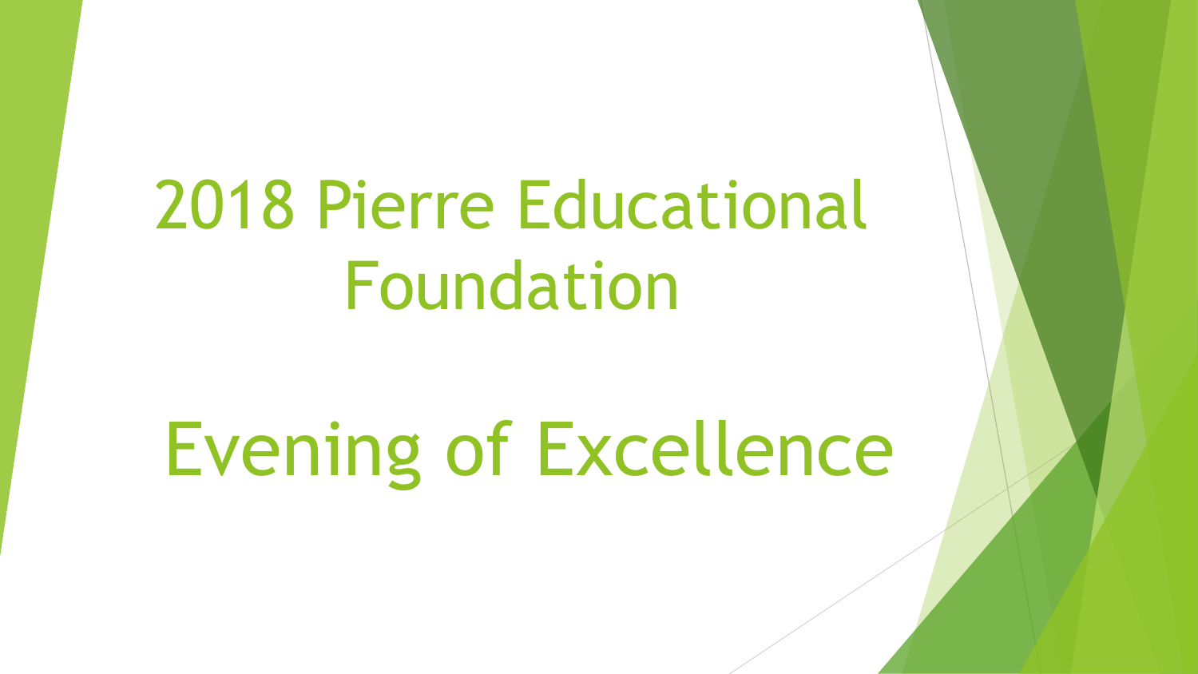# 2018 Pierre Educational Foundation

# Evening of Excellence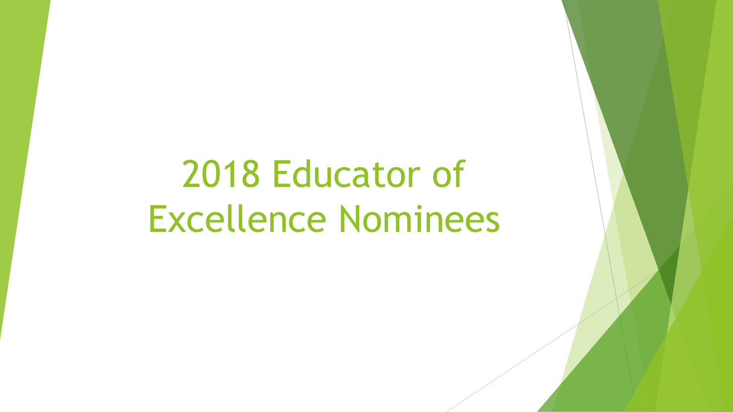# 2018 Educator of Excellence Nominees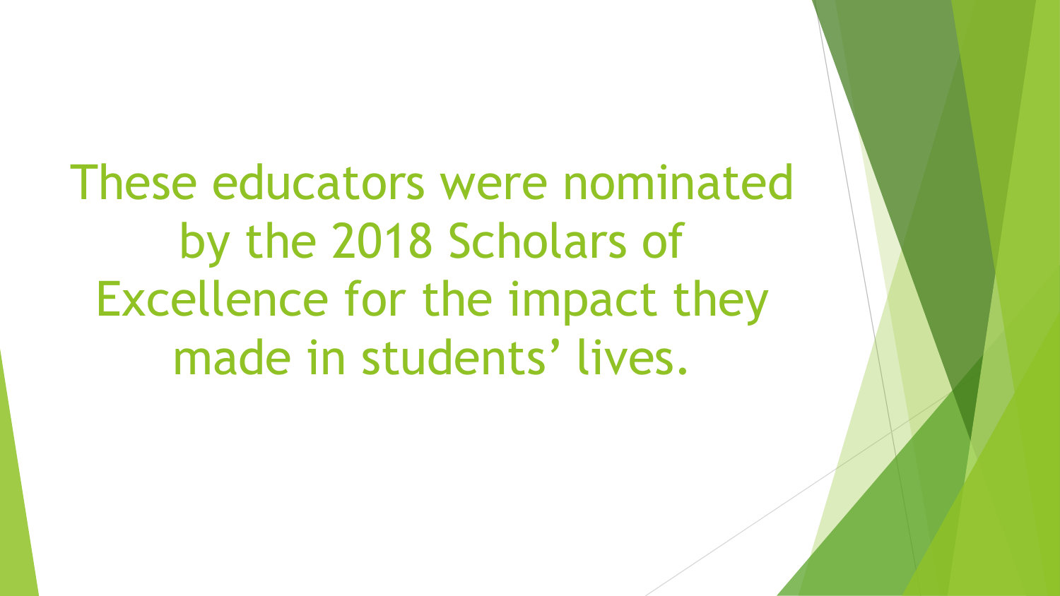These educators were nominated by the 2018 Scholars of Excellence for the impact they made in students' lives.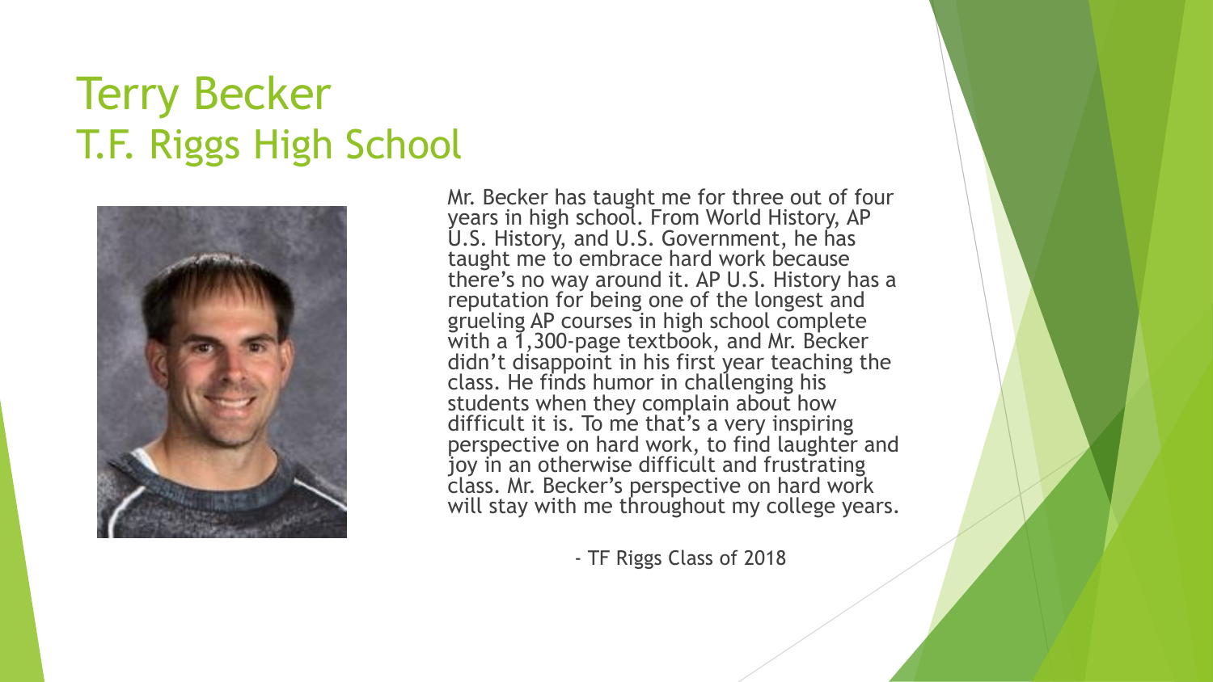# Terry Becker
## T.F. Riggs High School

Mr. Becker has taught me for three out of four years in high school. From World History, AP U.S. History, and U.S. Government, he has taught me to embrace hard work because there's no way around it. AP U.S. History has a reputation for being one of the longest and grueling AP courses in high school complete with a 1,300-page textbook, and Mr. Becker didn't disappoint in his first year teaching the class. He finds humor in challenging his students when they complain about how difficult it is. To me that's a very inspiring perspective on hard work, to find laughter and joy in an otherwise difficult and frustrating class. Mr. Becker's perspective on hard work will stay with me throughout my college years.

- TF Riggs Class of 2018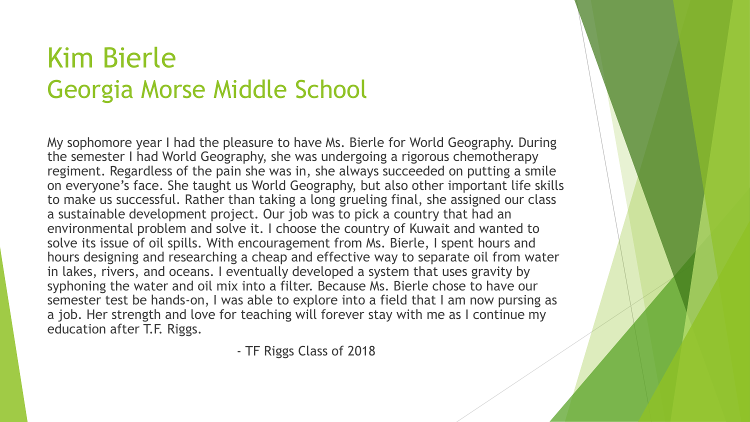# Kim Bierle
## Georgia Morse Middle School

My sophomore year I had the pleasure to have Ms. Bierle for World Geography. During the semester I had World Geography, she was undergoing a rigorous chemotherapy regiment. Regardless of the pain she was in, she always succeeded on putting a smile on everyone's face. She taught us World Geography, but also other important life skills to make us successful. Rather than taking a long grueling final, she assigned our class a sustainable development project. Our job was to pick a country that had an environmental problem and solve it. I choose the country of Kuwait and wanted to solve its issue of oil spills. With encouragement from Ms. Bierle, I spent hours and hours designing and researching a cheap and effective way to separate oil from water in lakes, rivers, and oceans. I eventually developed a system that uses gravity by syphoning the water and oil mix into a filter. Because Ms. Bierle chose to have our semester test be hands-on, I was able to explore into a field that I am now pursing as a job. Her strength and love for teaching will forever stay with me as I continue my education after T.F. Riggs.

- TF Riggs Class of 2018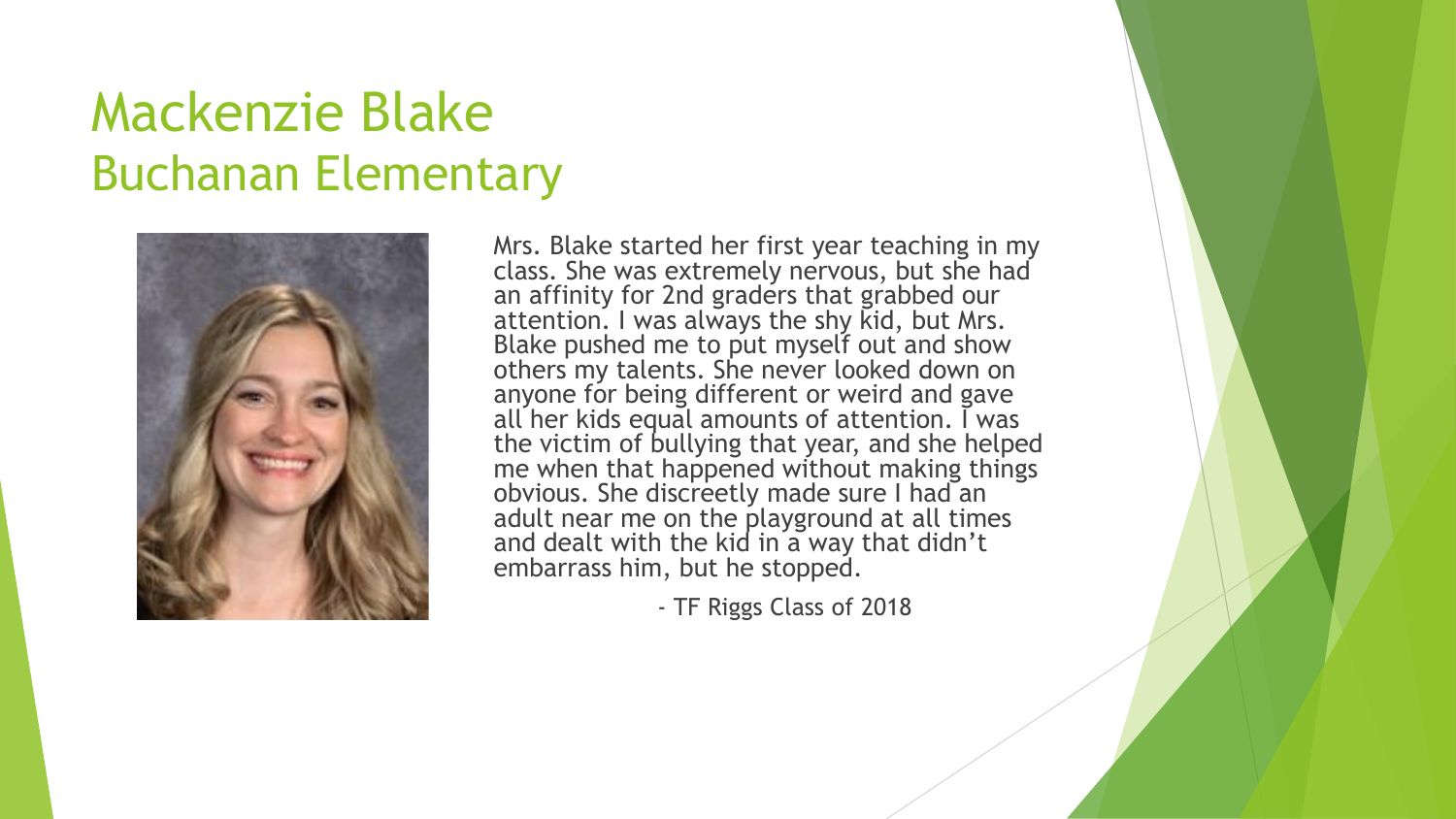# Mackenzie Blake
## Buchanan Elementary

Mrs. Blake started her first year teaching in my class. She was extremely nervous, but she had an affinity for 2nd graders that grabbed our attention. I was always the shy kid, but Mrs. Blake pushed me to put myself out and show others my talents. She never looked down on anyone for being different or weird and gave all her kids equal amounts of attention. I was the victim of bullying that year, and she helped me when that happened without making things obvious. She discreetly made sure I had an adult near me on the playground at all times and dealt with the kid in a way that didn't embarrass him, but he stopped.

- TF Riggs Class of 2018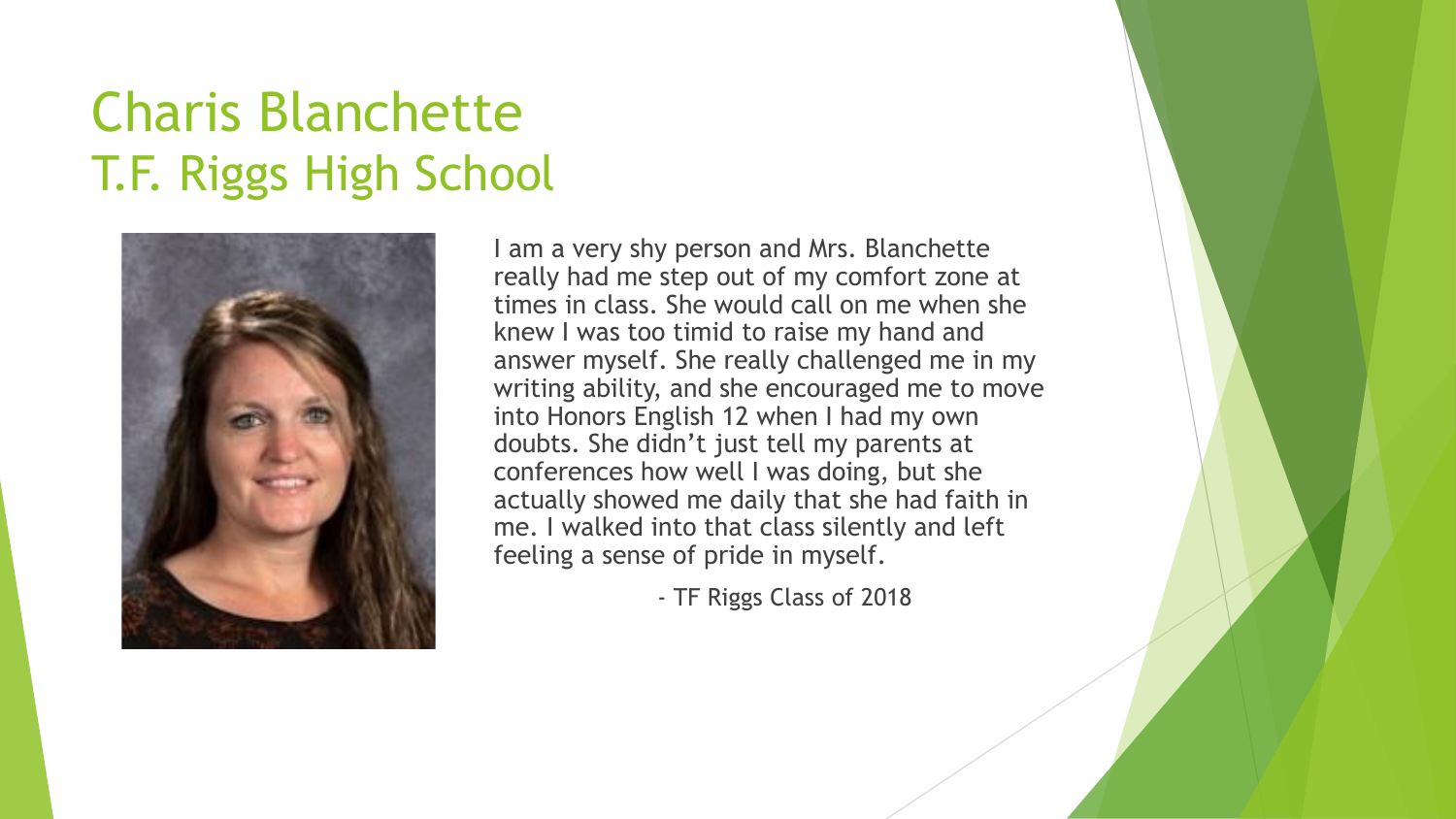# Charis Blanchette
## T.F. Riggs High School

I am a very shy person and Mrs. Blanchette really had me step out of my comfort zone at times in class. She would call on me when she knew I was too timid to raise my hand and answer myself. She really challenged me in my writing ability, and she encouraged me to move into Honors English 12 when I had my own doubts. She didn't just tell my parents at conferences how well I was doing, but she actually showed me daily that she had faith in me. I walked into that class silently and left feeling a sense of pride in myself.

- TF Riggs Class of 2018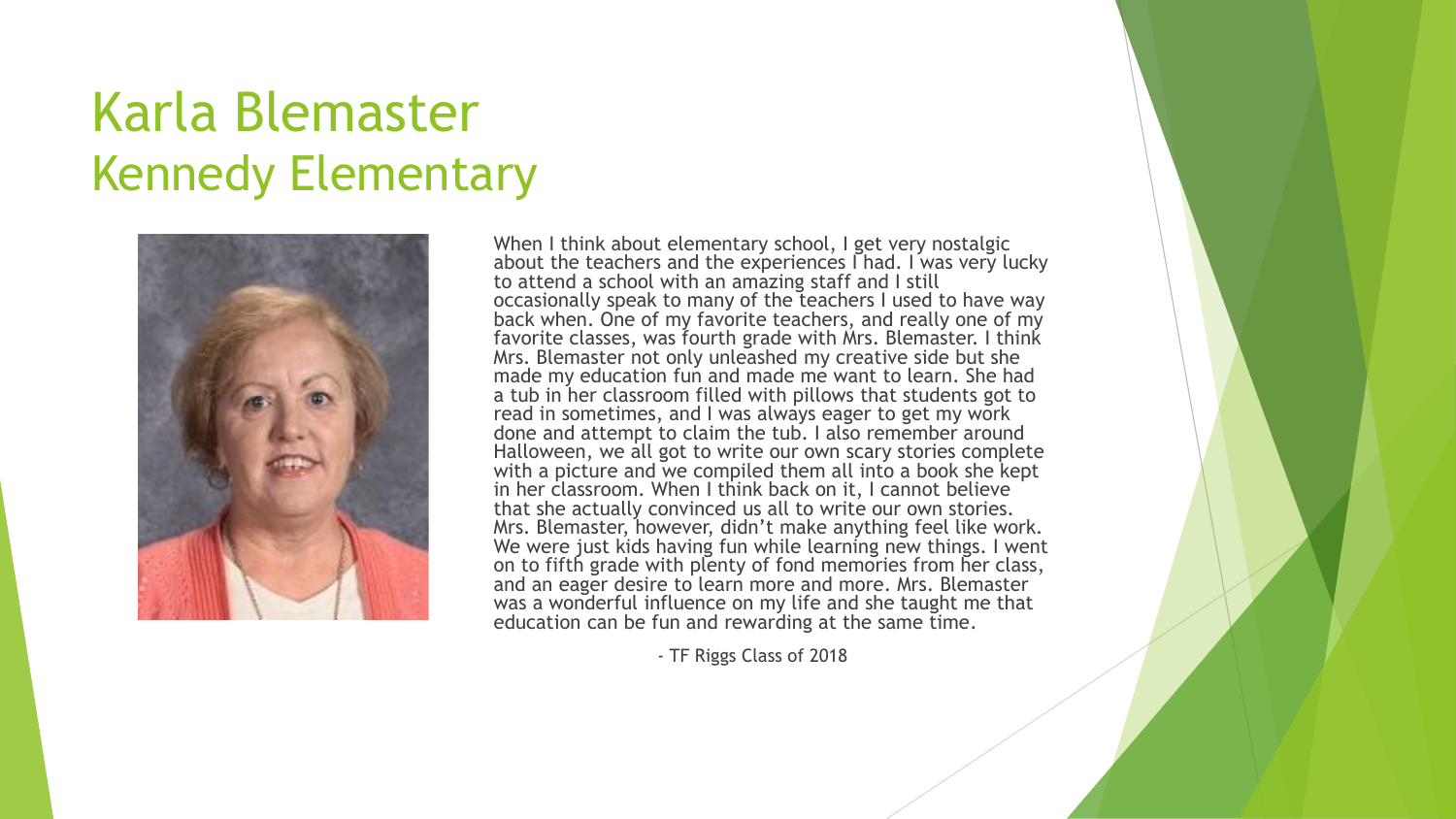# Karla Blemaster
## Kennedy Elementary

When I think about elementary school, I get very nostalgic about the teachers and the experiences I had. I was very lucky to attend a school with an amazing staff and I still occasionally speak to many of the teachers I used to have way back when. One of my favorite teachers, and really one of my favorite classes, was fourth grade with Mrs. Blemaster. I think Mrs. Blemaster not only unleashed my creative side but she made my education fun and made me want to learn. She had a tub in her classroom filled with pillows that students got to read in sometimes, and I was always eager to get my work done and attempt to claim the tub. I also remember around Halloween, we all got to write our own scary stories complete with a picture and we compiled them all into a book she kept in her classroom. When I think back on it, I cannot believe that she actually convinced us all to write our own stories. Mrs. Blemaster, however, didn't make anything feel like work. We were just kids having fun while learning new things. I went on to fifth grade with plenty of fond memories from her class, and an eager desire to learn more and more. Mrs. Blemaster was a wonderful influence on my life and she taught me that education can be fun and rewarding at the same time.

- TF Riggs Class of 2018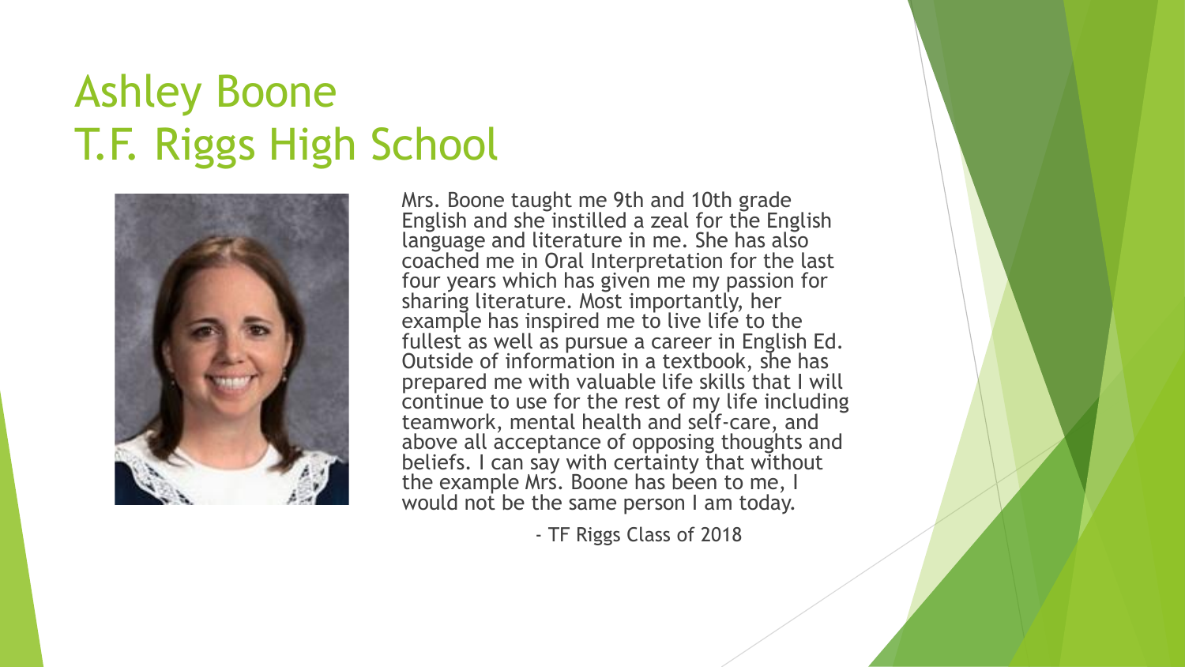# Ashley Boone
# T.F. Riggs High School

Mrs. Boone taught me 9th and 10th grade English and she instilled a zeal for the English language and literature in me. She has also coached me in Oral Interpretation for the last four years which has given me my passion for sharing literature. Most importantly, her example has inspired me to live life to the fullest as well as pursue a career in English Ed. Outside of information in a textbook, she has prepared me with valuable life skills that I will continue to use for the rest of my life including teamwork, mental health and self-care, and above all acceptance of opposing thoughts and beliefs. I can say with certainty that without the example Mrs. Boone has been to me, I would not be the same person I am today.

- TF Riggs Class of 2018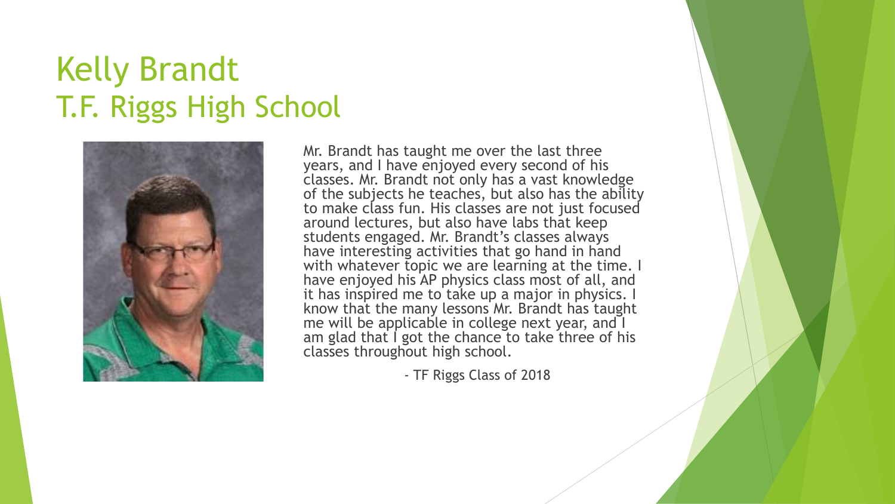# Kelly Brandt
# T.F. Riggs High School

Mr. Brandt has taught me over the last three years, and I have enjoyed every second of his classes. Mr. Brandt not only has a vast knowledge of the subjects he teaches, but also has the ability to make class fun. His classes are not just focused around lectures, but also have labs that keep students engaged. Mr. Brandt's classes always have interesting activities that go hand in hand with whatever topic we are learning at the time. I have enjoyed his AP physics class most of all, and it has inspired me to take up a major in physics. I know that the many lessons Mr. Brandt has taught me will be applicable in college next year, and I am glad that I got the chance to take three of his classes throughout high school.

- TF Riggs Class of 2018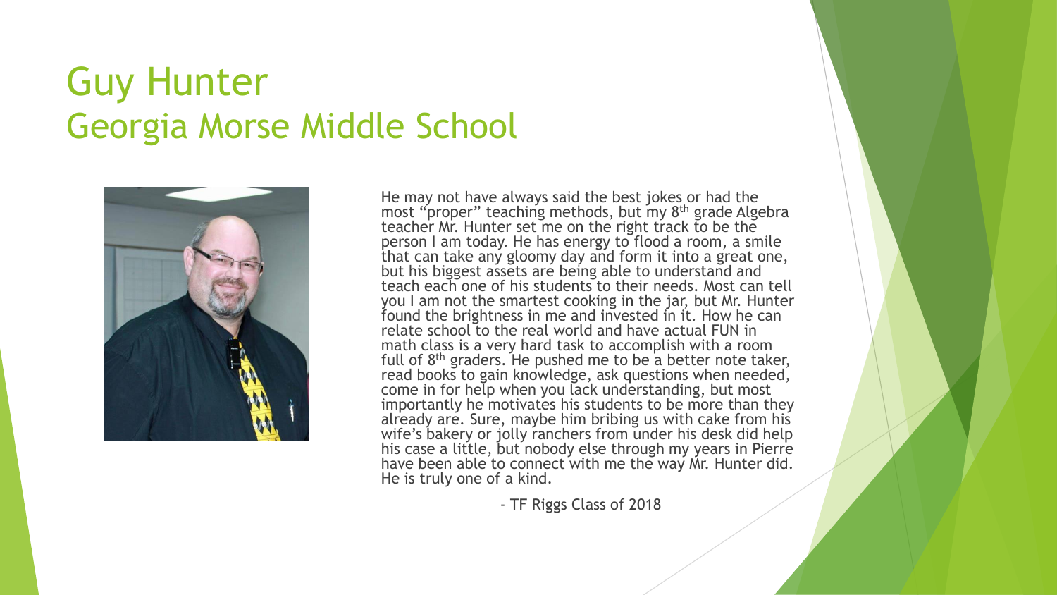# Guy Hunter
## Georgia Morse Middle School

He may not have always said the best jokes or had the most “proper” teaching methods, but my 8th grade Algebra teacher Mr. Hunter set me on the right track to be the person I am today. He has energy to flood a room, a smile that can take any gloomy day and form it into a great one, but his biggest assets are being able to understand and teach each one of his students to their needs. Most can tell you I am not the smartest cooking in the jar, but Mr. Hunter found the brightness in me and invested in it. How he can relate school to the real world and have actual FUN in math class is a very hard task to accomplish with a room full of 8th graders. He pushed me to be a better note taker, read books to gain knowledge, ask questions when needed, come in for help when you lack understanding, but most importantly he motivates his students to be more than they already are. Sure, maybe him bribing us with cake from his wife’s bakery or jolly ranchers from under his desk did help his case a little, but nobody else through my years in Pierre have been able to connect with me the way Mr. Hunter did. He is truly one of a kind.

- TF Riggs Class of 2018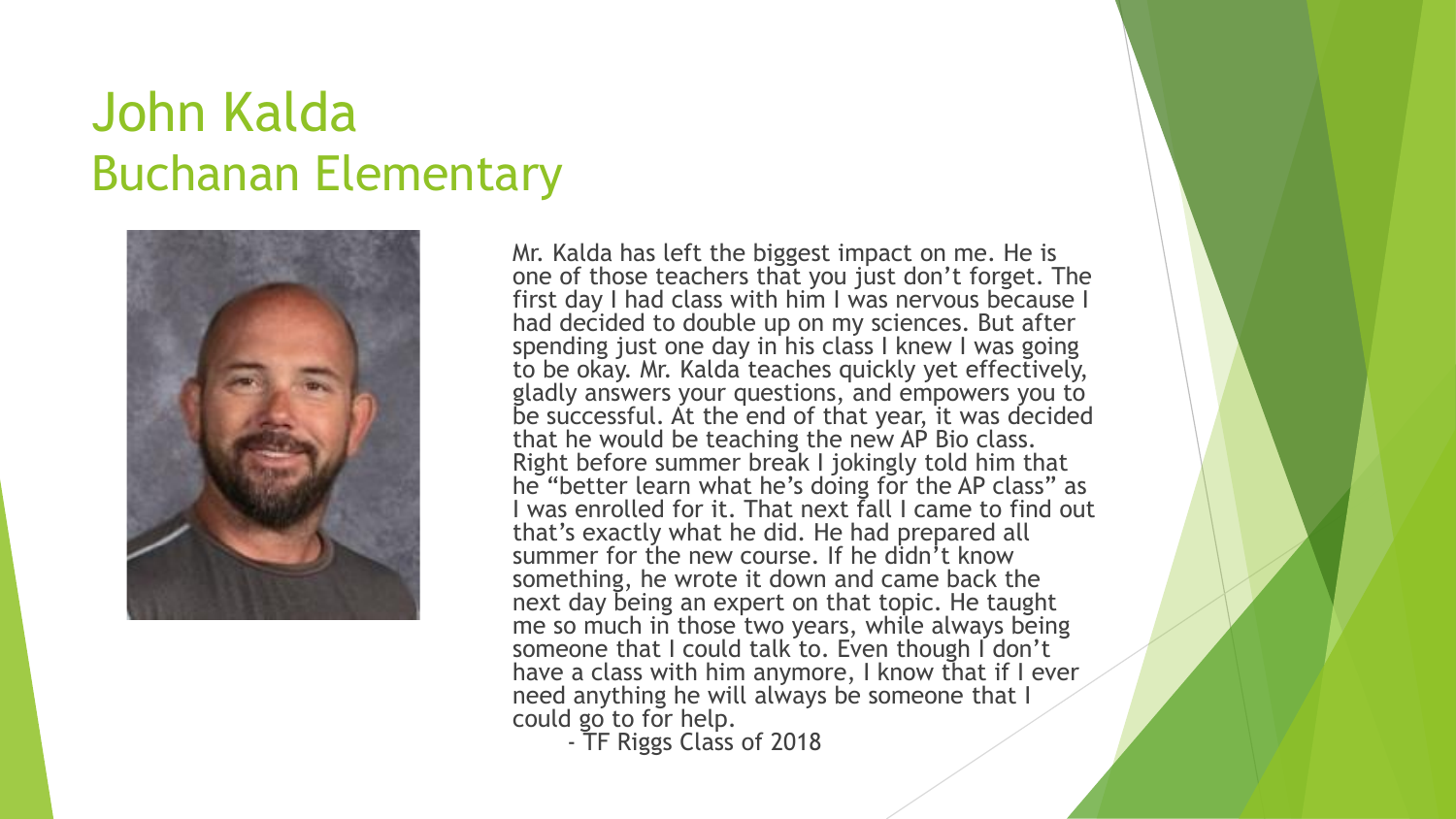# John Kalda
## Buchanan Elementary

Mr. Kalda has left the biggest impact on me. He is one of those teachers that you just don't forget. The first day I had class with him I was nervous because I had decided to double up on my sciences. But after spending just one day in his class I knew I was going to be okay. Mr. Kalda teaches quickly yet effectively, gladly answers your questions, and empowers you to be successful. At the end of that year, it was decided that he would be teaching the new AP Bio class. Right before summer break I jokingly told him that he "better learn what he's doing for the AP class" as I was enrolled for it. That next fall I came to find out that's exactly what he did. He had prepared all summer for the new course. If he didn't know something, he wrote it down and came back the next day being an expert on that topic. He taught me so much in those two years, while always being someone that I could talk to. Even though I don't have a class with him anymore, I know that if I ever need anything he will always be someone that I could go to for help.

- TF Riggs Class of 2018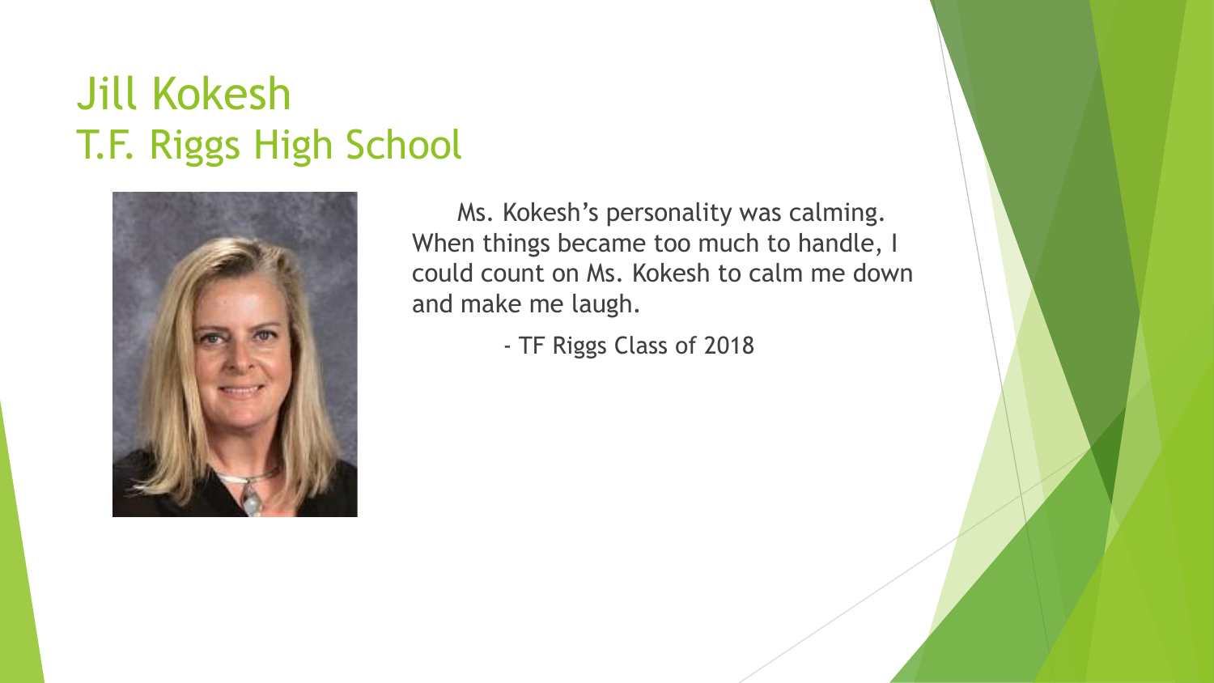# Jill Kokesh
# T.F. Riggs High School

Ms. Kokesh's personality was calming. When things became too much to handle, I could count on Ms. Kokesh to calm me down and make me laugh.

- TF Riggs Class of 2018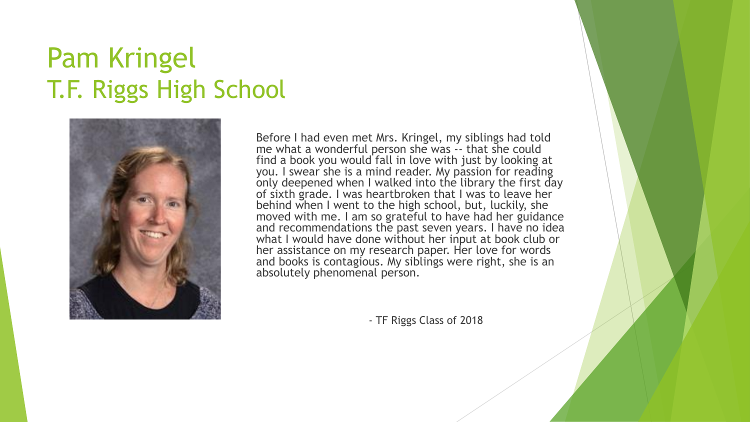# Pam Kringel
## T.F. Riggs High School

Before I had even met Mrs. Kringel, my siblings had told me what a wonderful person she was -- that she could find a book you would fall in love with just by looking at you. I swear she is a mind reader. My passion for reading only deepened when I walked into the library the first day of sixth grade. I was heartbroken that I was to leave her behind when I went to the high school, but, luckily, she moved with me. I am so grateful to have had her guidance and recommendations the past seven years. I have no idea what I would have done without her input at book club or her assistance on my research paper. Her love for words and books is contagious. My siblings were right, she is an absolutely phenomenal person.

- TF Riggs Class of 2018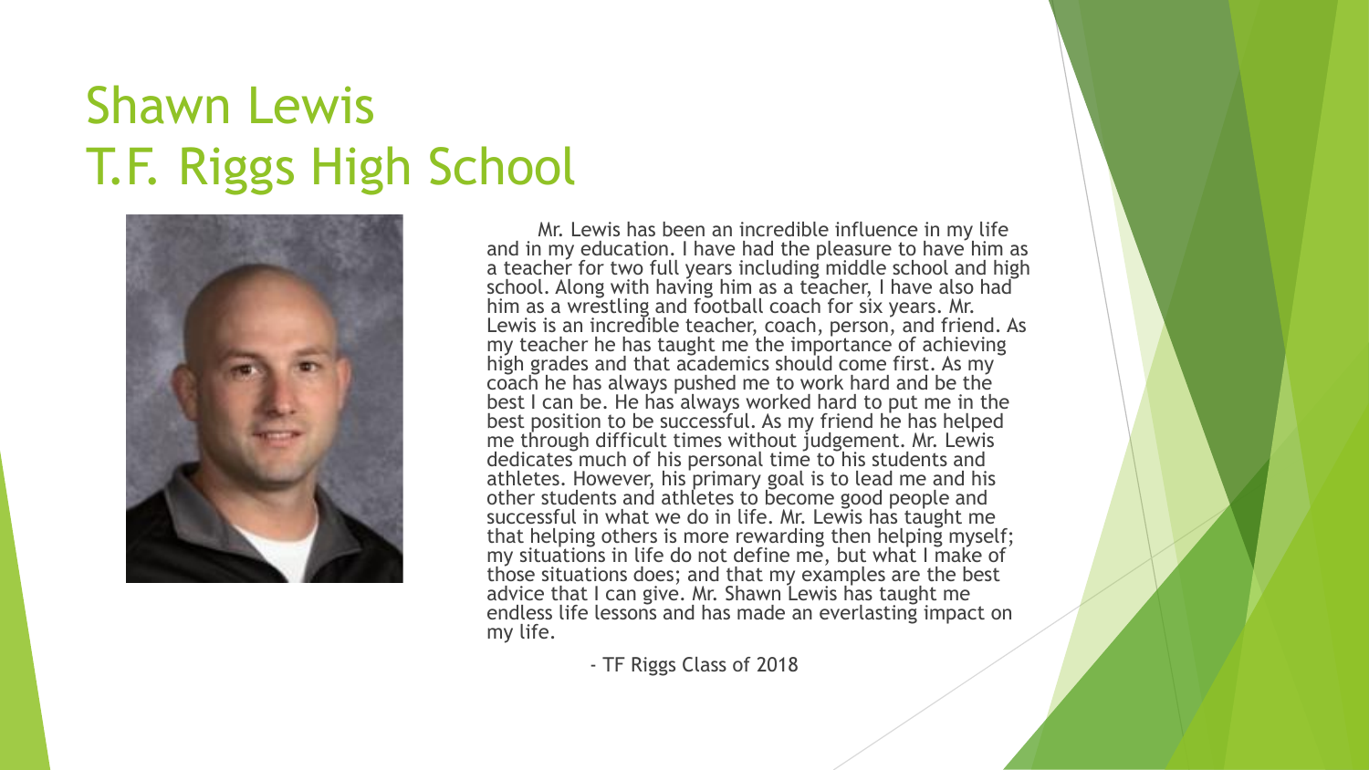# Shawn Lewis
# T.F. Riggs High School

Mr. Lewis has been an incredible influence in my life and in my education. I have had the pleasure to have him as a teacher for two full years including middle school and high school. Along with having him as a teacher, I have also had him as a wrestling and football coach for six years. Mr. Lewis is an incredible teacher, coach, person, and friend. As my teacher he has taught me the importance of achieving high grades and that academics should come first. As my coach he has always pushed me to work hard and be the best I can be. He has always worked hard to put me in the best position to be successful. As my friend he has helped me through difficult times without judgement. Mr. Lewis dedicates much of his personal time to his students and athletes. However, his primary goal is to lead me and his other students and athletes to become good people and successful in what we do in life. Mr. Lewis has taught me that helping others is more rewarding then helping myself; my situations in life do not define me, but what I make of those situations does; and that my examples are the best advice that I can give. Mr. Shawn Lewis has taught me endless life lessons and has made an everlasting impact on my life.

- TF Riggs Class of 2018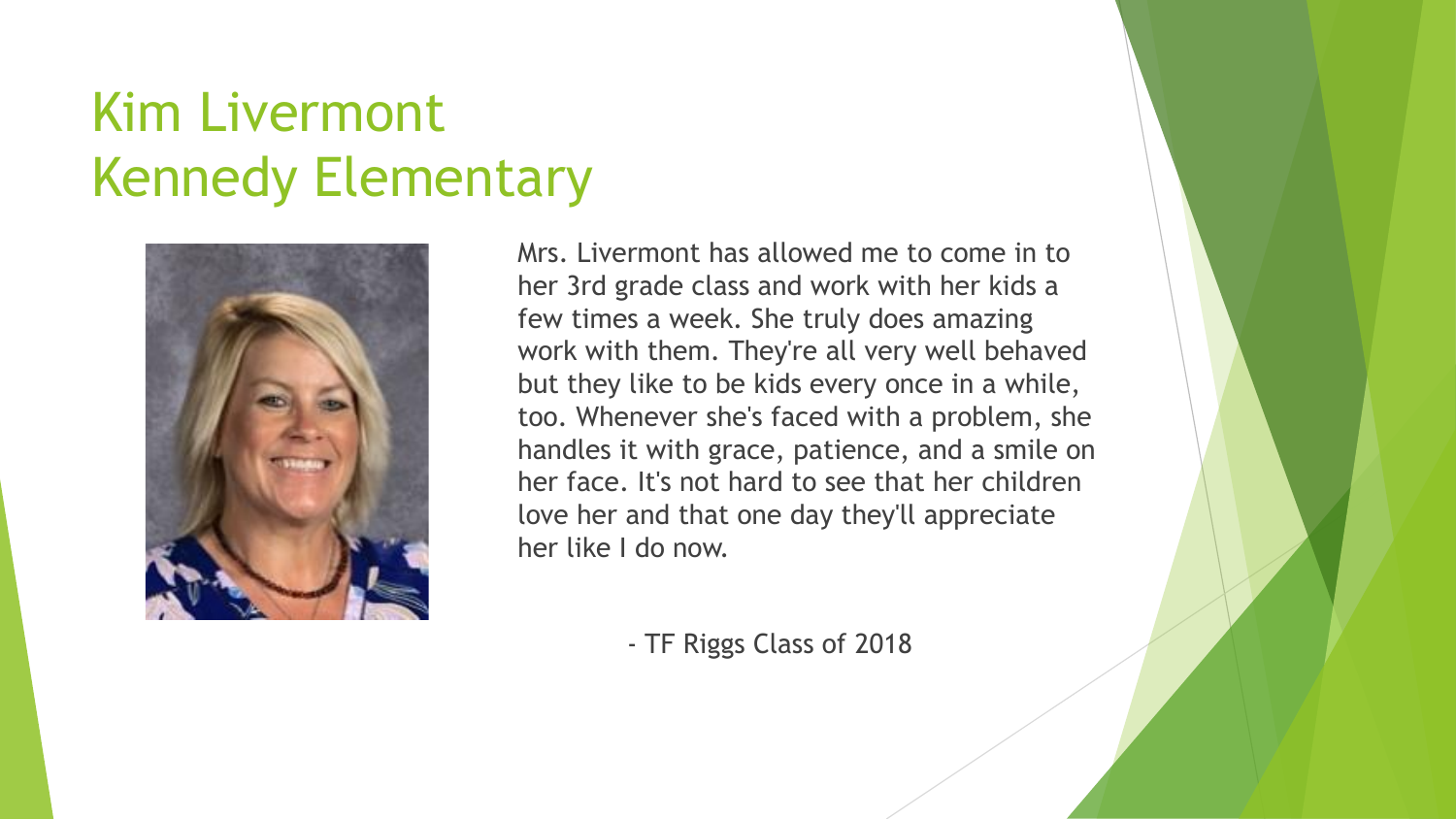# Kim Livermont
# Kennedy Elementary

Mrs. Livermont has allowed me to come in to her 3rd grade class and work with her kids a few times a week. She truly does amazing work with them. They're all very well behaved but they like to be kids every once in a while, too. Whenever she's faced with a problem, she handles it with grace, patience, and a smile on her face. It's not hard to see that her children love her and that one day they'll appreciate her like I do now.

- TF Riggs Class of 2018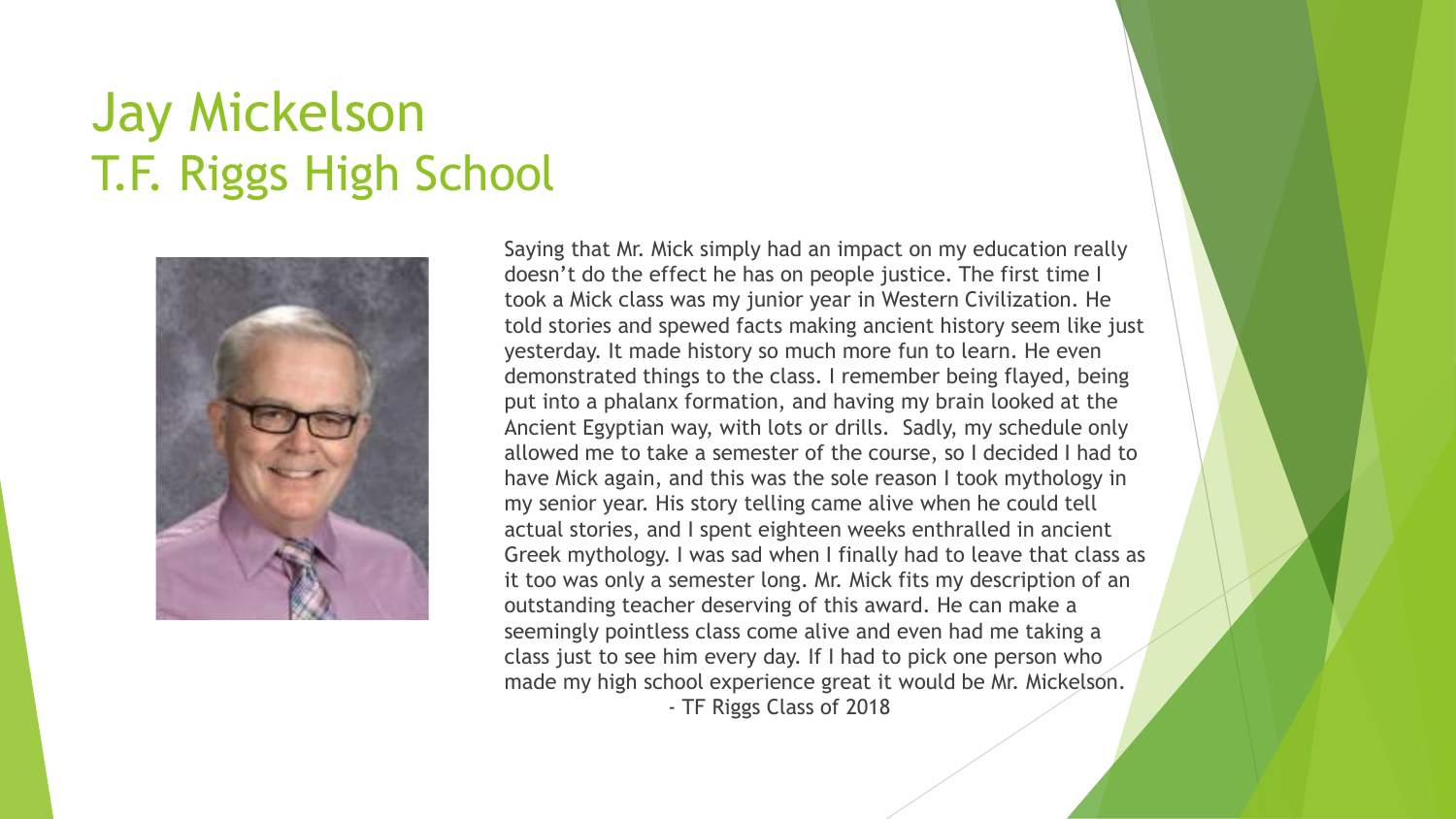# Jay Mickelson
# T.F. Riggs High School

Saying that Mr. Mick simply had an impact on my education really doesn't do the effect he has on people justice. The first time I took a Mick class was my junior year in Western Civilization. He told stories and spewed facts making ancient history seem like just yesterday. It made history so much more fun to learn. He even demonstrated things to the class. I remember being flayed, being put into a phalanx formation, and having my brain looked at the Ancient Egyptian way, with lots or drills. Sadly, my schedule only allowed me to take a semester of the course, so I decided I had to have Mick again, and this was the sole reason I took mythology in my senior year. His story telling came alive when he could tell actual stories, and I spent eighteen weeks enthralled in ancient Greek mythology. I was sad when I finally had to leave that class as it too was only a semester long. Mr. Mick fits my description of an outstanding teacher deserving of this award. He can make a seemingly pointless class come alive and even had me taking a class just to see him every day. If I had to pick one person who made my high school experience great it would be Mr. Mickelson.

- TF Riggs Class of 2018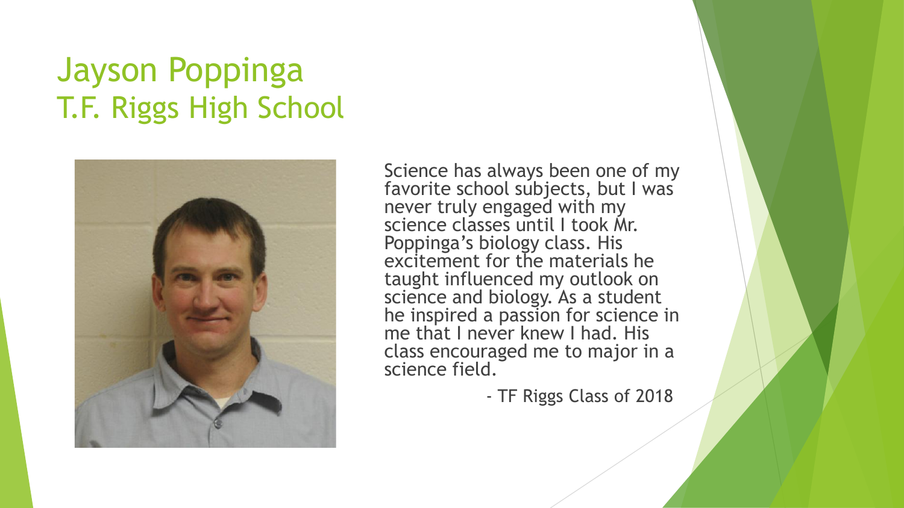# Jayson Poppinga
## T.F. Riggs High School

Science has always been one of my favorite school subjects, but I was never truly engaged with my science classes until I took Mr. Poppinga's biology class. His excitement for the materials he taught influenced my outlook on science and biology. As a student he inspired a passion for science in me that I never knew I had. His class encouraged me to major in a science field.

- TF Riggs Class of 2018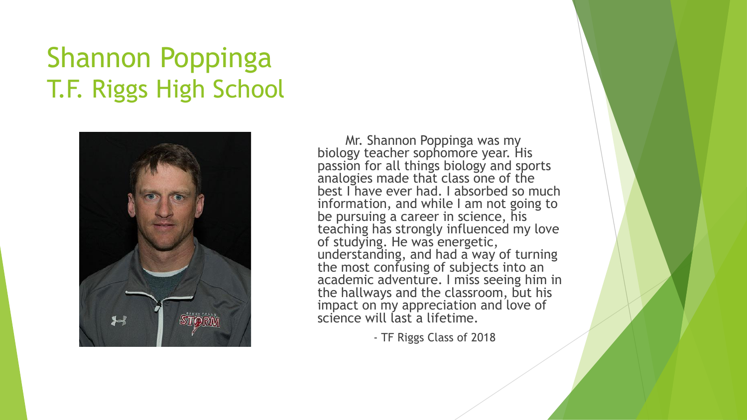# Shannon Poppinga
## T.F. Riggs High School

Mr. Shannon Poppinga was my biology teacher sophomore year. His passion for all things biology and sports analogies made that class one of the best I have ever had. I absorbed so much information, and while I am not going to be pursuing a career in science, his teaching has strongly influenced my love of studying. He was energetic, understanding, and had a way of turning the most confusing of subjects into an academic adventure. I miss seeing him in the hallways and the classroom, but his impact on my appreciation and love of science will last a lifetime.

- TF Riggs Class of 2018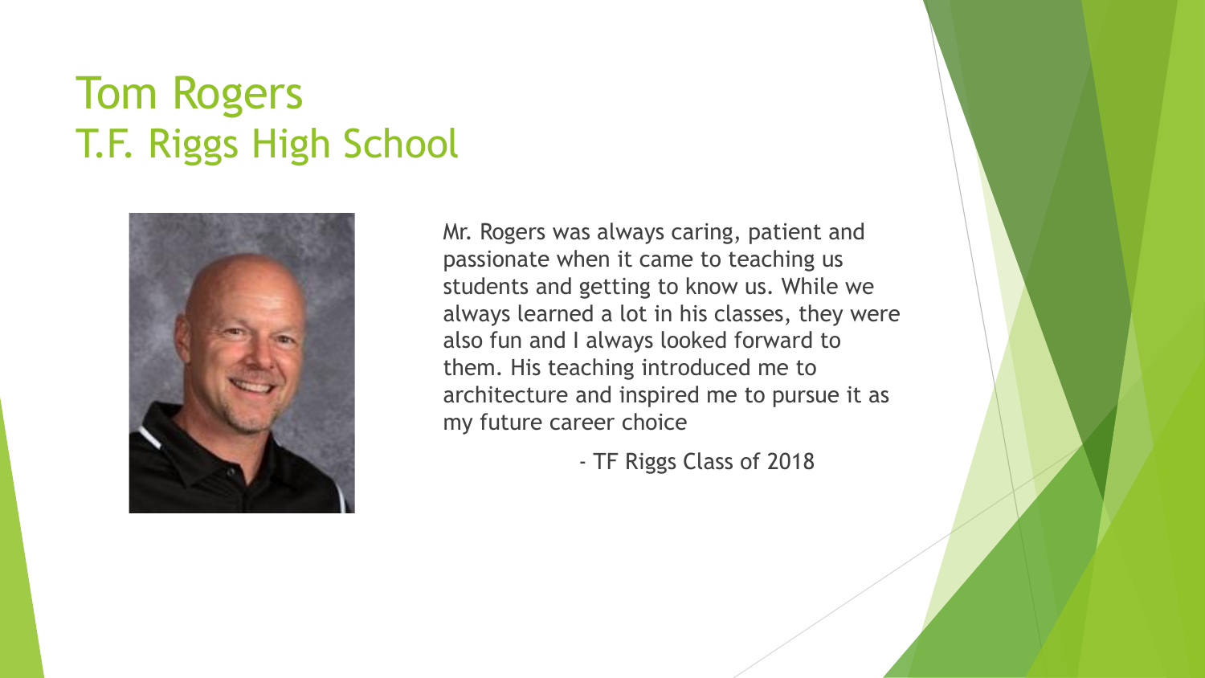# Tom Rogers
# T.F. Riggs High School

Mr. Rogers was always caring, patient and passionate when it came to teaching us students and getting to know us. While we always learned a lot in his classes, they were also fun and I always looked forward to them. His teaching introduced me to architecture and inspired me to pursue it as my future career choice

- TF Riggs Class of 2018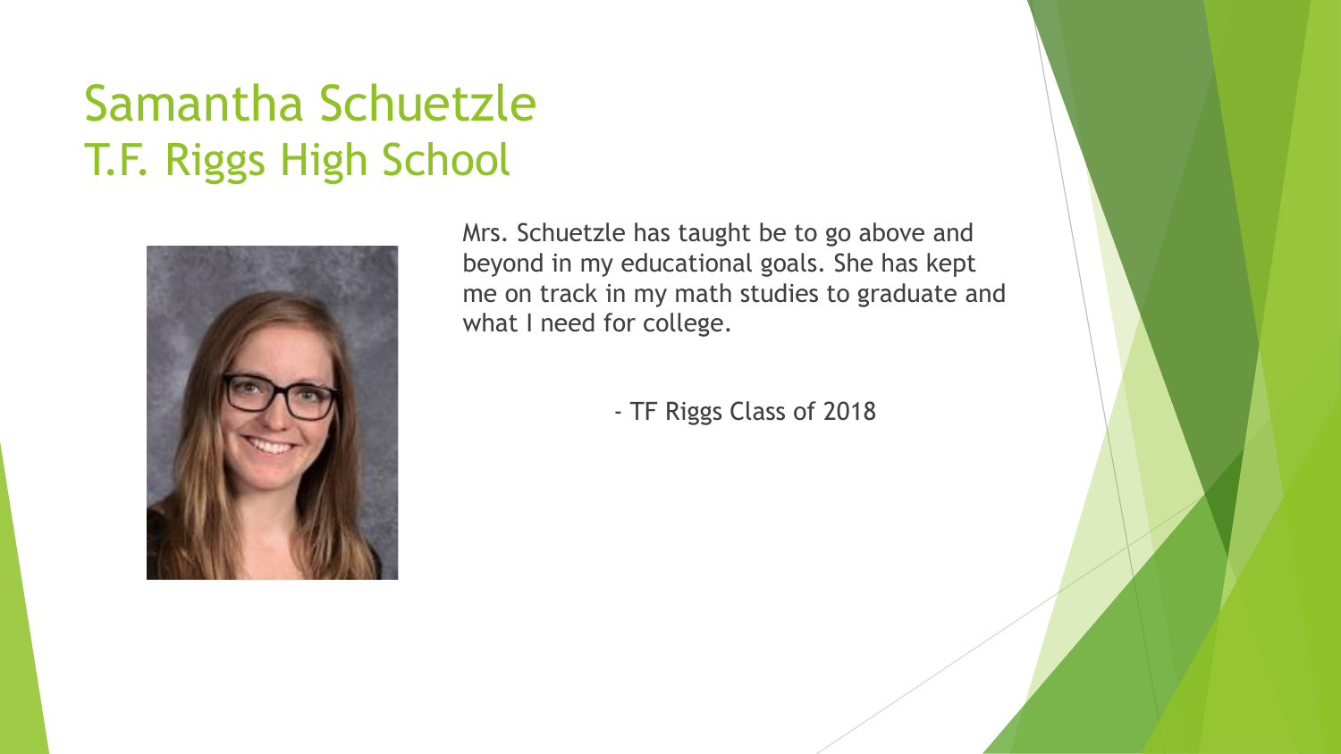# Samantha Schuetzle
## T.F. Riggs High School

Mrs. Schuetzle has taught be to go above and beyond in my educational goals. She has kept me on track in my math studies to graduate and what I need for college.

- TF Riggs Class of 2018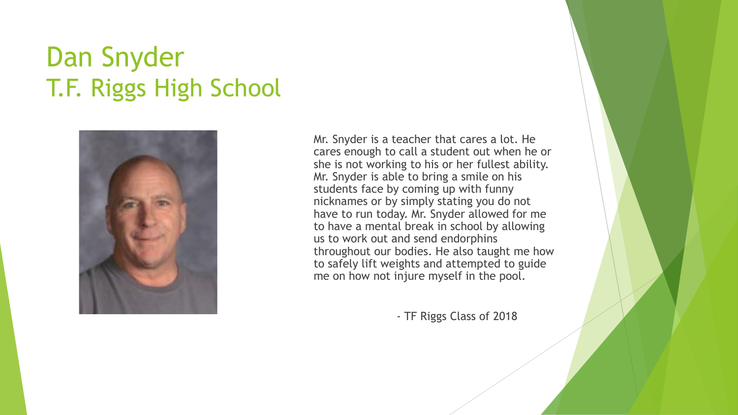# Dan Snyder
# T.F. Riggs High School

Mr. Snyder is a teacher that cares a lot. He cares enough to call a student out when he or she is not working to his or her fullest ability. Mr. Snyder is able to bring a smile on his students face by coming up with funny nicknames or by simply stating you do not have to run today. Mr. Snyder allowed for me to have a mental break in school by allowing us to work out and send endorphins throughout our bodies. He also taught me how to safely lift weights and attempted to guide me on how not injure myself in the pool.

- TF Riggs Class of 2018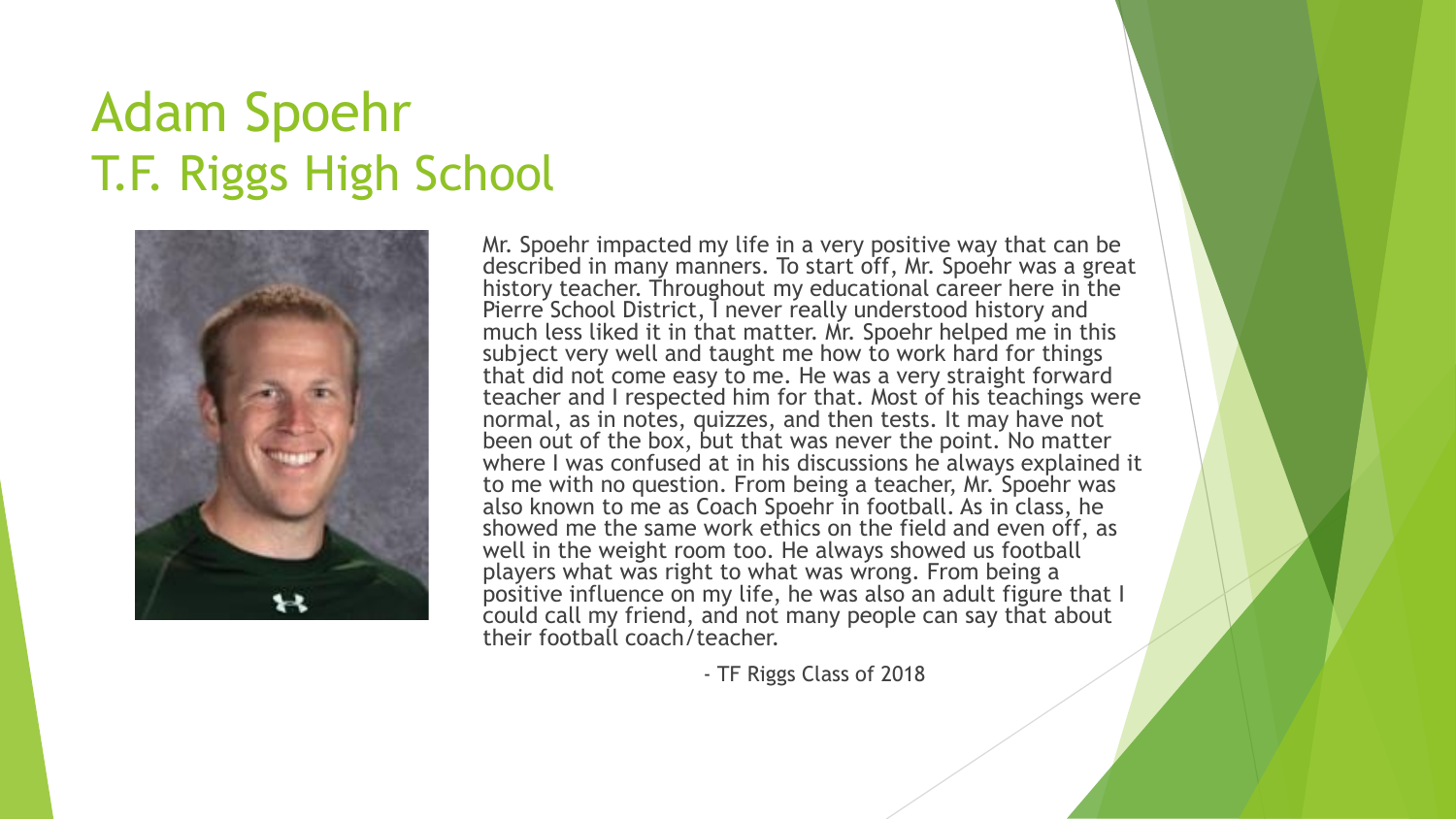# Adam Spoehr
# T.F. Riggs High School

Mr. Spoehr impacted my life in a very positive way that can be described in many manners. To start off, Mr. Spoehr was a great history teacher. Throughout my educational career here in the Pierre School District, I never really understood history and much less liked it in that matter. Mr. Spoehr helped me in this subject very well and taught me how to work hard for things that did not come easy to me. He was a very straight forward teacher and I respected him for that. Most of his teachings were normal, as in notes, quizzes, and then tests. It may have not been out of the box, but that was never the point. No matter where I was confused at in his discussions he always explained it to me with no question. From being a teacher, Mr. Spoehr was also known to me as Coach Spoehr in football. As in class, he showed me the same work ethics on the field and even off, as well in the weight room too. He always showed us football players what was right to what was wrong. From being a positive influence on my life, he was also an adult figure that I could call my friend, and not many people can say that about their football coach/teacher.

- TF Riggs Class of 2018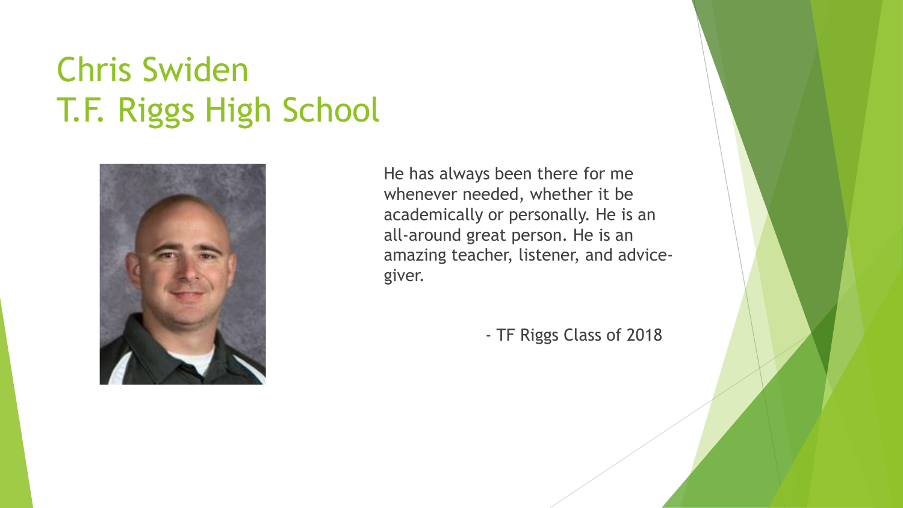# Chris Swiden
# T.F. Riggs High School

He has always been there for me whenever needed, whether it be academically or personally. He is an all-around great person. He is an amazing teacher, listener, and advice-giver.

- TF Riggs Class of 2018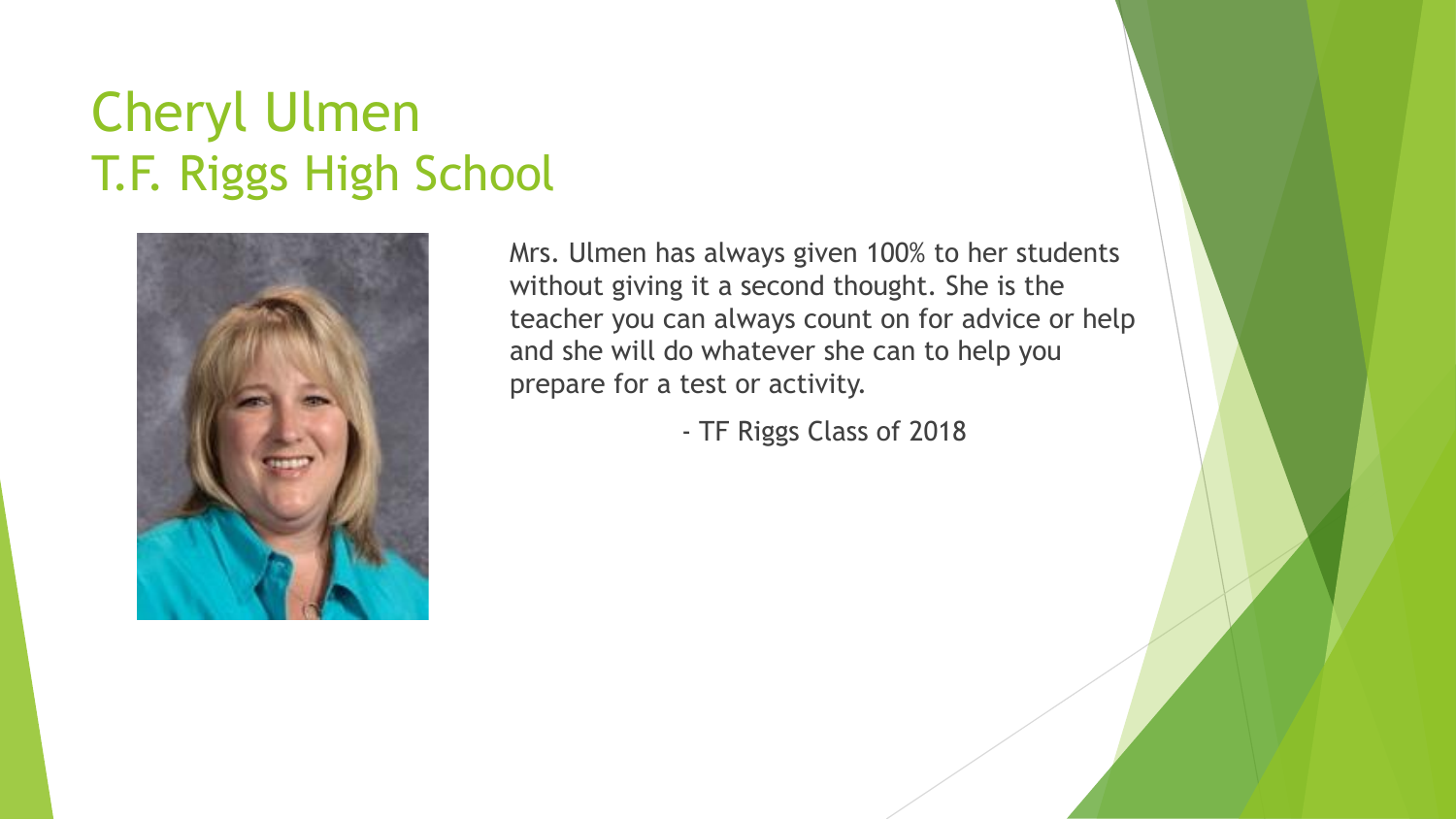# Cheryl Ulmen
## T.F. Riggs High School

Mrs. Ulmen has always given 100% to her students without giving it a second thought. She is the teacher you can always count on for advice or help and she will do whatever she can to help you prepare for a test or activity.

- TF Riggs Class of 2018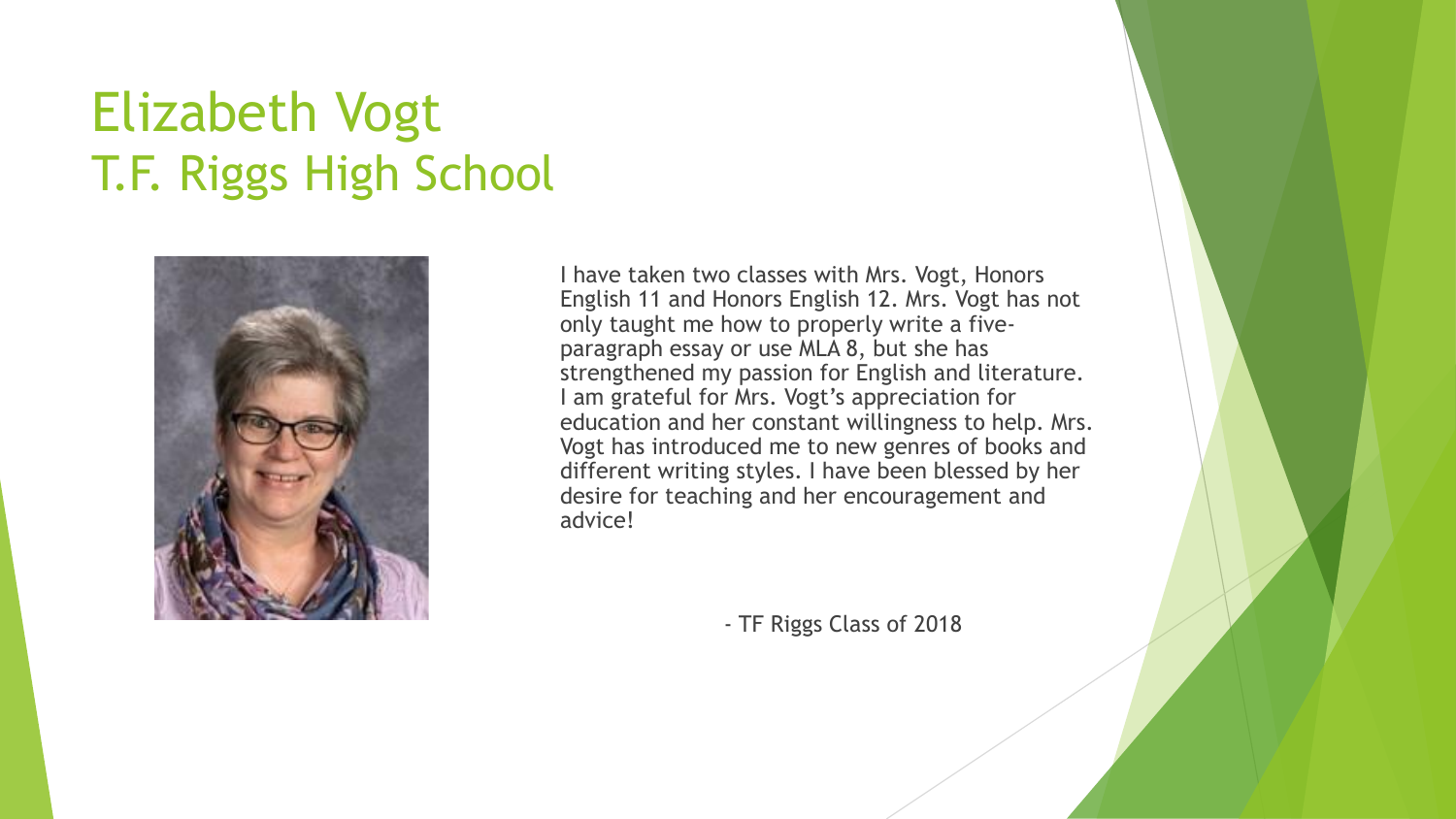# Elizabeth Vogt
# T.F. Riggs High School

I have taken two classes with Mrs. Vogt, Honors English 11 and Honors English 12. Mrs. Vogt has not only taught me how to properly write a five-paragraph essay or use MLA 8, but she has strengthened my passion for English and literature. I am grateful for Mrs. Vogt's appreciation for education and her constant willingness to help. Mrs. Vogt has introduced me to new genres of books and different writing styles. I have been blessed by her desire for teaching and her encouragement and advice!

- TF Riggs Class of 2018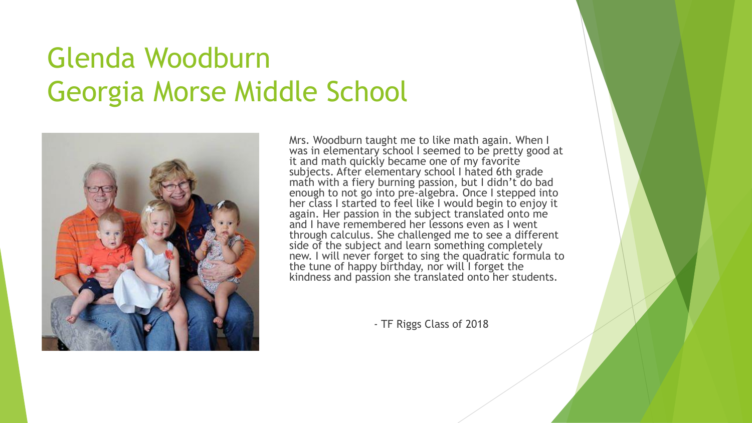# Glenda Woodburn
# Georgia Morse Middle School

Mrs. Woodburn taught me to like math again. When I was in elementary school I seemed to be pretty good at it and math quickly became one of my favorite subjects. After elementary school I hated 6th grade math with a fiery burning passion, but I didn't do bad enough to not go into pre-algebra. Once I stepped into her class I started to feel like I would begin to enjoy it again. Her passion in the subject translated onto me and I have remembered her lessons even as I went through calculus. She challenged me to see a different side of the subject and learn something completely new. I will never forget to sing the quadratic formula to the tune of happy birthday, nor will I forget the kindness and passion she translated onto her students.

- TF Riggs Class of 2018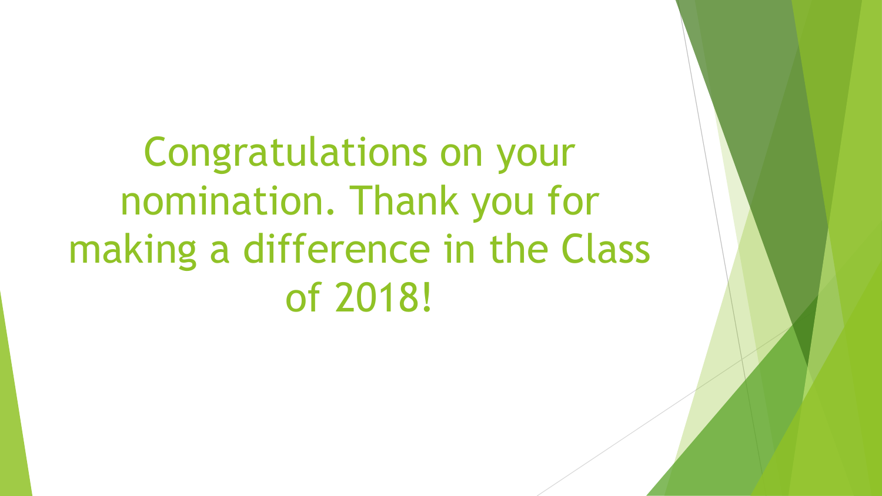Congratulations on your nomination. Thank you for making a difference in the Class of 2018!